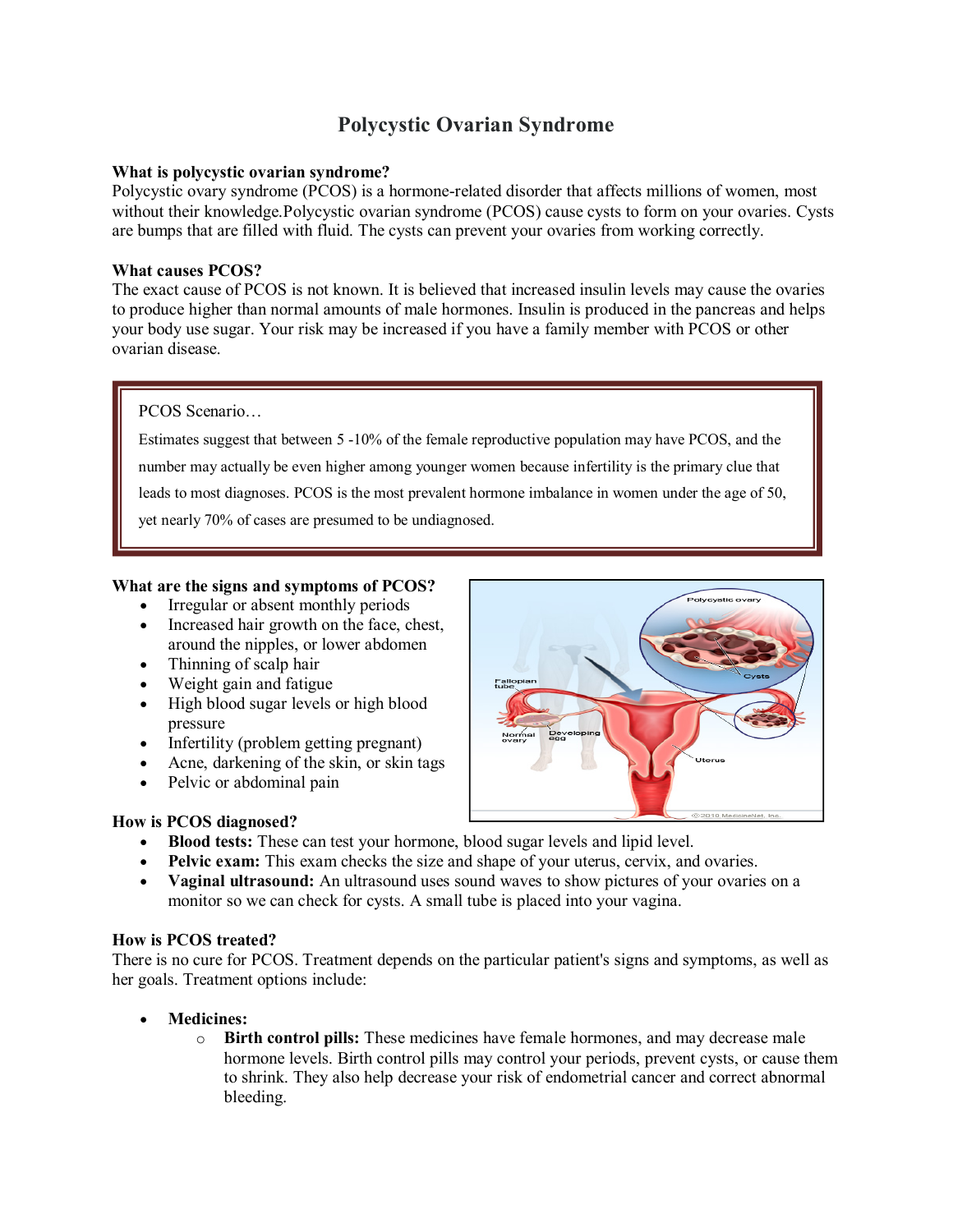# Polycystic Ovarian Syndrome

**What is polycystic ovarian syndrome?**

Polycystic ovary syndrome (PCOS) is a hormone-related disorder that affects millions of women, most without their knowledge.Polycystic ovarian syndrome (PCOS) cause cysts to form on your ovaries. Cysts are bumps that are filled with fluid. The cysts can prevent your ovaries from working correctly.

**What causes PCOS?**

The exact cause of PCOS is not known. It is believed that increased insulin levels may cause the ovaries to produce higher than normal amounts of male hormones. Insulin is produced in the pancreas and helps your body use sugar. Your risk may be increased if you have a family member with PCOS or other ovarian disease.

> PCOS Scenario…
>
> Estimates suggest that between 5 -10% of the female reproductive population may have PCOS, and the number may actually be even higher among younger women because infertility is the primary clue that leads to most diagnoses. PCOS is the most prevalent hormone imbalance in women under the age of 50, yet nearly 70% of cases are presumed to be undiagnosed.

**What are the signs and symptoms of PCOS?**

- Irregular or absent monthly periods
- Increased hair growth on the face, chest, around the nipples, or lower abdomen
- Thinning of scalp hair
- Weight gain and fatigue
- High blood sugar levels or high blood pressure
- Infertility (problem getting pregnant)
- Acne, darkening of the skin, or skin tags
- Pelvic or abdominal pain

**How is PCOS diagnosed?**

- **Blood tests:** These can test your hormone, blood sugar levels and lipid level.
- **Pelvic exam:** This exam checks the size and shape of your uterus, cervix, and ovaries.
- **Vaginal ultrasound:** An ultrasound uses sound waves to show pictures of your ovaries on a monitor so we can check for cysts. A small tube is placed into your vagina.

**How is PCOS treated?**

There is no cure for PCOS. Treatment depends on the particular patient's signs and symptoms, as well as her goals. Treatment options include:

- **Medicines:**
  - **Birth control pills:** These medicines have female hormones, and may decrease male hormone levels. Birth control pills may control your periods, prevent cysts, or cause them to shrink. They also help decrease your risk of endometrial cancer and correct abnormal bleeding.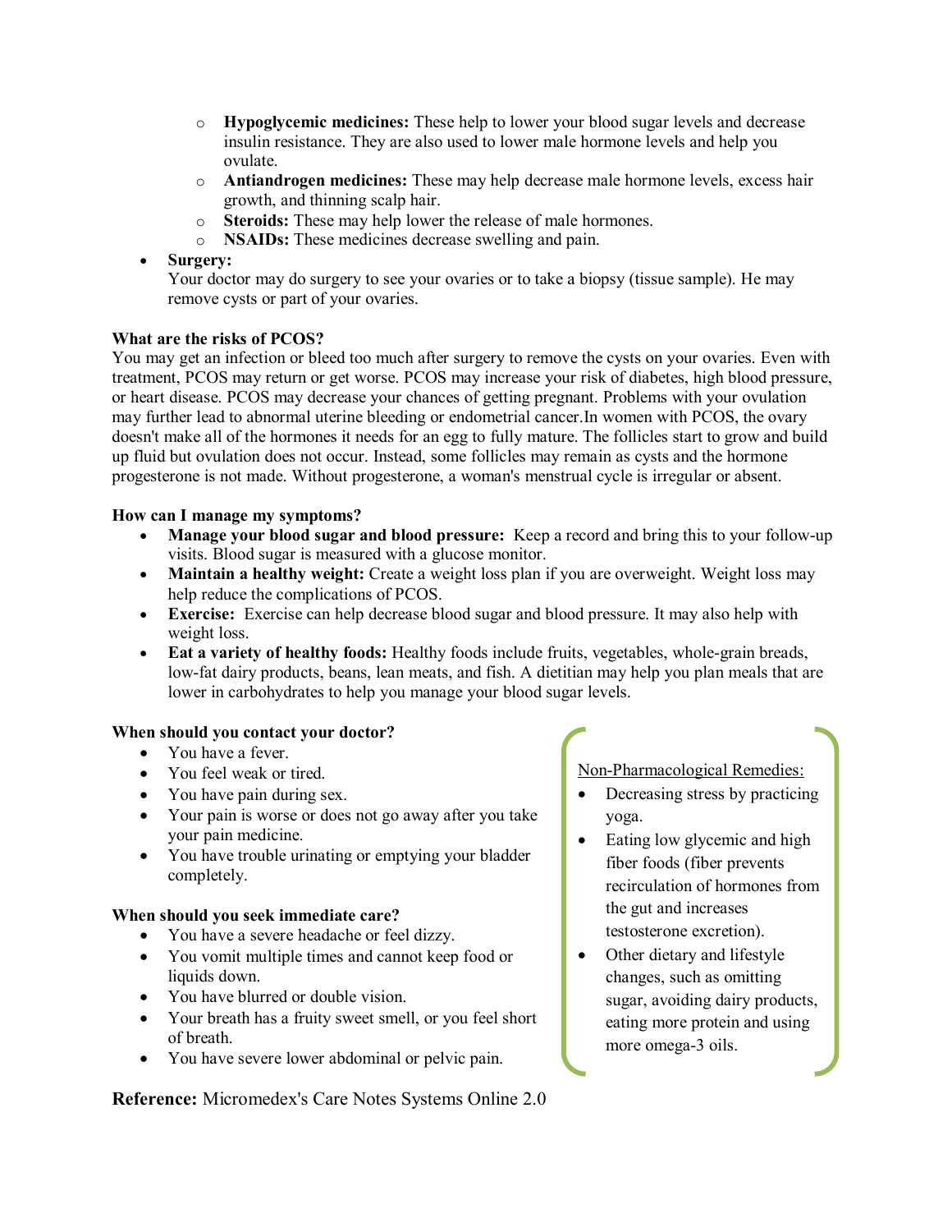- **Hypoglycemic medicines:** These help to lower your blood sugar levels and decrease insulin resistance. They are also used to lower male hormone levels and help you ovulate.
  - **Antiandrogen medicines:** These may help decrease male hormone levels, excess hair growth, and thinning scalp hair.
  - **Steroids:** These may help lower the release of male hormones.
  - **NSAIDs:** These medicines decrease swelling and pain.
- **Surgery:**
  Your doctor may do surgery to see your ovaries or to take a biopsy (tissue sample). He may remove cysts or part of your ovaries.

**What are the risks of PCOS?**

You may get an infection or bleed too much after surgery to remove the cysts on your ovaries. Even with treatment, PCOS may return or get worse. PCOS may increase your risk of diabetes, high blood pressure, or heart disease. PCOS may decrease your chances of getting pregnant. Problems with your ovulation may further lead to abnormal uterine bleeding or endometrial cancer.In women with PCOS, the ovary doesn't make all of the hormones it needs for an egg to fully mature. The follicles start to grow and build up fluid but ovulation does not occur. Instead, some follicles may remain as cysts and the hormone progesterone is not made. Without progesterone, a woman's menstrual cycle is irregular or absent.

**How can I manage my symptoms?**

- **Manage your blood sugar and blood pressure:** Keep a record and bring this to your follow-up visits. Blood sugar is measured with a glucose monitor.
- **Maintain a healthy weight:** Create a weight loss plan if you are overweight. Weight loss may help reduce the complications of PCOS.
- **Exercise:** Exercise can help decrease blood sugar and blood pressure. It may also help with weight loss.
- **Eat a variety of healthy foods:** Healthy foods include fruits, vegetables, whole-grain breads, low-fat dairy products, beans, lean meats, and fish. A dietitian may help you plan meals that are lower in carbohydrates to help you manage your blood sugar levels.

**When should you contact your doctor?**

- You have a fever.
- You feel weak or tired.
- You have pain during sex.
- Your pain is worse or does not go away after you take your pain medicine.
- You have trouble urinating or emptying your bladder completely.

**When should you seek immediate care?**

- You have a severe headache or feel dizzy.
- You vomit multiple times and cannot keep food or liquids down.
- You have blurred or double vision.
- Your breath has a fruity sweet smell, or you feel short of breath.
- You have severe lower abdominal or pelvic pain.

<u>Non-Pharmacological Remedies:</u>

- Decreasing stress by practicing yoga.
- Eating low glycemic and high fiber foods (fiber prevents recirculation of hormones from the gut and increases testosterone excretion).
- Other dietary and lifestyle changes, such as omitting sugar, avoiding dairy products, eating more protein and using more omega-3 oils.

**Reference:** Micromedex's Care Notes Systems Online 2.0